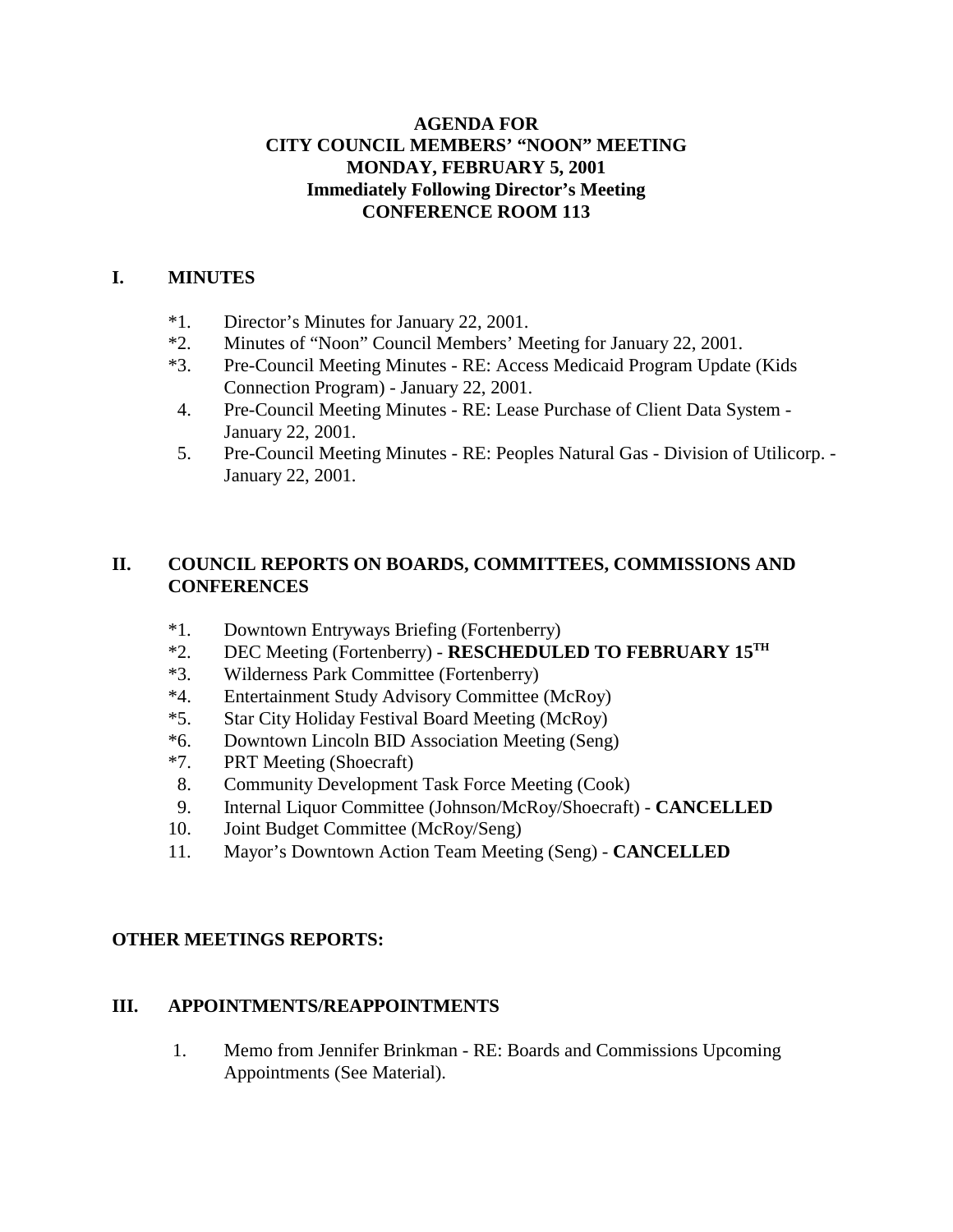**AGENDA FOR**
**CITY COUNCIL MEMBERS' "NOON" MEETING**
**MONDAY, FEBRUARY 5, 2001**
**Immediately Following Director's Meeting**
**CONFERENCE ROOM 113**

## I. MINUTES

*1. Director's Minutes for January 22, 2001.

*2. Minutes of "Noon" Council Members' Meeting for January 22, 2001.

*3. Pre-Council Meeting Minutes - RE: Access Medicaid Program Update (Kids Connection Program) - January 22, 2001.

4. Pre-Council Meeting Minutes - RE: Lease Purchase of Client Data System - January 22, 2001.

5. Pre-Council Meeting Minutes - RE: Peoples Natural Gas - Division of Utilicorp. - January 22, 2001.

## II. COUNCIL REPORTS ON BOARDS, COMMITTEES, COMMISSIONS AND CONFERENCES

*1. Downtown Entryways Briefing (Fortenberry)

*2. DEC Meeting (Fortenberry) - **RESCHEDULED TO FEBRUARY 15TH**

*3. Wilderness Park Committee (Fortenberry)

*4. Entertainment Study Advisory Committee (McRoy)

*5. Star City Holiday Festival Board Meeting (McRoy)

*6. Downtown Lincoln BID Association Meeting (Seng)

*7. PRT Meeting (Shoecraft)

8. Community Development Task Force Meeting (Cook)

9. Internal Liquor Committee (Johnson/McRoy/Shoecraft) - **CANCELLED**

10. Joint Budget Committee (McRoy/Seng)

11. Mayor's Downtown Action Team Meeting (Seng) - **CANCELLED**

## OTHER MEETINGS REPORTS:

## III. APPOINTMENTS/REAPPOINTMENTS

1. Memo from Jennifer Brinkman - RE: Boards and Commissions Upcoming Appointments (See Material).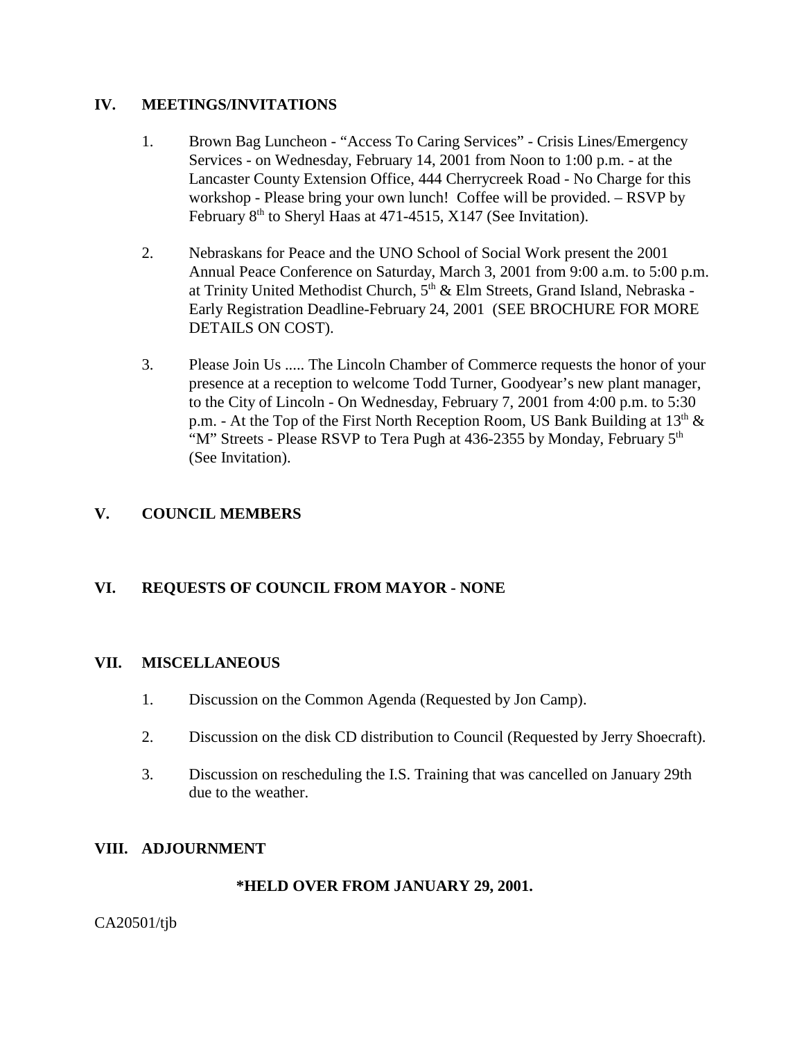## IV. MEETINGS/INVITATIONS

1. Brown Bag Luncheon - "Access To Caring Services" - Crisis Lines/Emergency Services - on Wednesday, February 14, 2001 from Noon to 1:00 p.m. - at the Lancaster County Extension Office, 444 Cherrycreek Road - No Charge for this workshop - Please bring your own lunch! Coffee will be provided. – RSVP by February 8th to Sheryl Haas at 471-4515, X147 (See Invitation).

2. Nebraskans for Peace and the UNO School of Social Work present the 2001 Annual Peace Conference on Saturday, March 3, 2001 from 9:00 a.m. to 5:00 p.m. at Trinity United Methodist Church, 5th & Elm Streets, Grand Island, Nebraska - Early Registration Deadline-February 24, 2001 (SEE BROCHURE FOR MORE DETAILS ON COST).

3. Please Join Us ..... The Lincoln Chamber of Commerce requests the honor of your presence at a reception to welcome Todd Turner, Goodyear's new plant manager, to the City of Lincoln - On Wednesday, February 7, 2001 from 4:00 p.m. to 5:30 p.m. - At the Top of the First North Reception Room, US Bank Building at 13th & "M" Streets - Please RSVP to Tera Pugh at 436-2355 by Monday, February 5th (See Invitation).

## V. COUNCIL MEMBERS

## VI. REQUESTS OF COUNCIL FROM MAYOR - NONE

## VII. MISCELLANEOUS

1. Discussion on the Common Agenda (Requested by Jon Camp).

2. Discussion on the disk CD distribution to Council (Requested by Jerry Shoecraft).

3. Discussion on rescheduling the I.S. Training that was cancelled on January 29th due to the weather.

## VIII. ADJOURNMENT

**\*HELD OVER FROM JANUARY 29, 2001.**

CA20501/tjb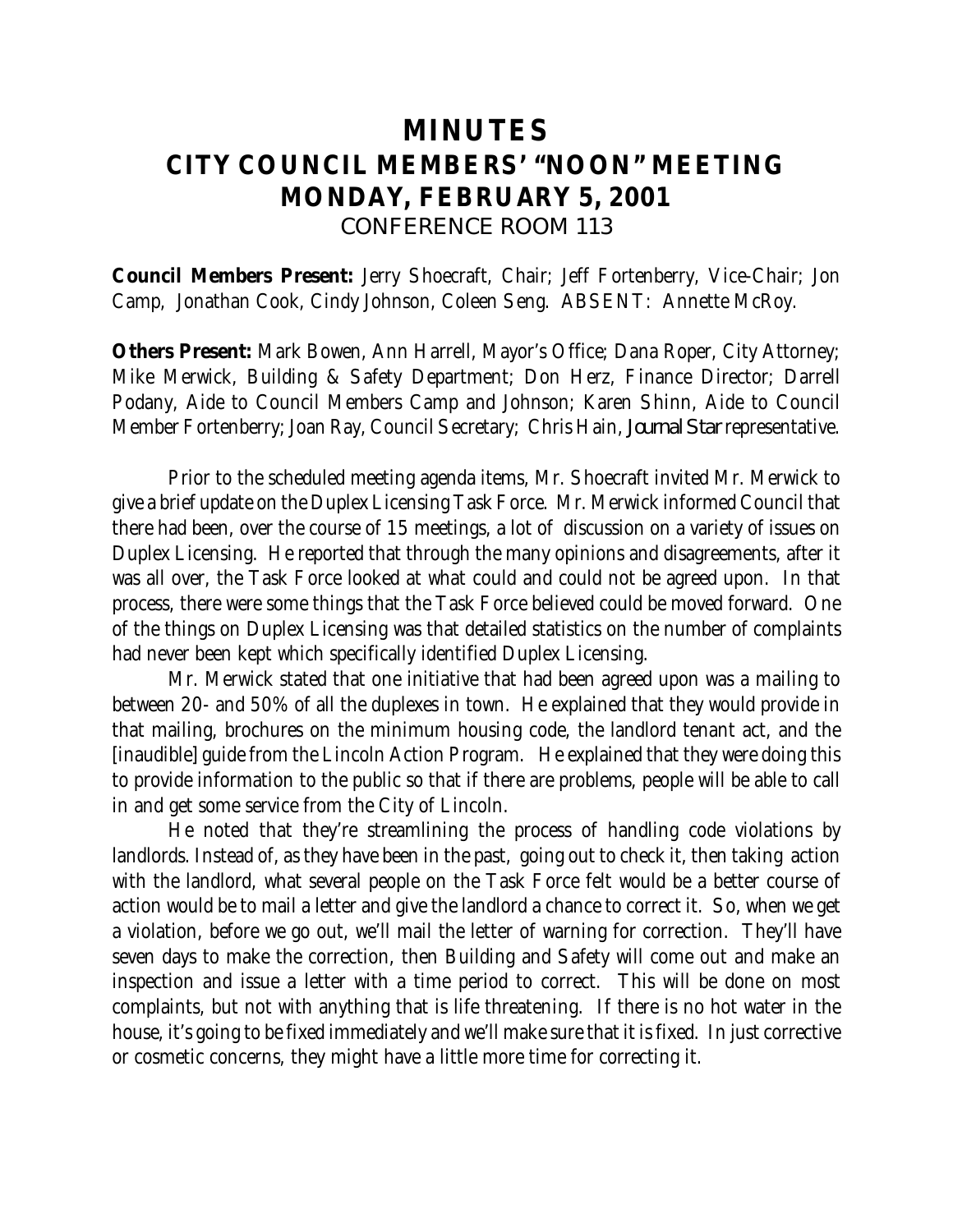# MINUTES
# CITY COUNCIL MEMBERS' "NOON" MEETING
# MONDAY, FEBRUARY 5, 2001
CONFERENCE ROOM 113

**Council Members Present:** Jerry Shoecraft, Chair; Jeff Fortenberry, Vice-Chair; Jon Camp, Jonathan Cook, Cindy Johnson, Coleen Seng. ABSENT: Annette McRoy.

**Others Present:** Mark Bowen, Ann Harrell, Mayor's Office; Dana Roper, City Attorney; Mike Merwick, Building & Safety Department; Don Herz, Finance Director; Darrell Podany, Aide to Council Members Camp and Johnson; Karen Shinn, Aide to Council Member Fortenberry; Joan Ray, Council Secretary; Chris Hain, *Journal Star* representative.

Prior to the scheduled meeting agenda items, Mr. Shoecraft invited Mr. Merwick to give a brief update on the Duplex Licensing Task Force. Mr. Merwick informed Council that there had been, over the course of 15 meetings, a lot of discussion on a variety of issues on Duplex Licensing. He reported that through the many opinions and disagreements, after it was all over, the Task Force looked at what could and could not be agreed upon. In that process, there were some things that the Task Force believed could be moved forward. One of the things on Duplex Licensing was that detailed statistics on the number of complaints had never been kept which specifically identified Duplex Licensing.

Mr. Merwick stated that one initiative that had been agreed upon was a mailing to between 20- and 50% of all the duplexes in town. He explained that they would provide in that mailing, brochures on the minimum housing code, the landlord tenant act, and the [inaudible] guide from the Lincoln Action Program. He explained that they were doing this to provide information to the public so that if there are problems, people will be able to call in and get some service from the City of Lincoln.

He noted that they're streamlining the process of handling code violations by landlords. Instead of, as they have been in the past, going out to check it, then taking action with the landlord, what several people on the Task Force felt would be a better course of action would be to mail a letter and give the landlord a chance to correct it. So, when we get a violation, before we go out, we'll mail the letter of warning for correction. They'll have seven days to make the correction, then Building and Safety will come out and make an inspection and issue a letter with a time period to correct. This will be done on most complaints, but not with anything that is life threatening. If there is no hot water in the house, it's going to be fixed immediately and we'll make sure that it is fixed. In just corrective or cosmetic concerns, they might have a little more time for correcting it.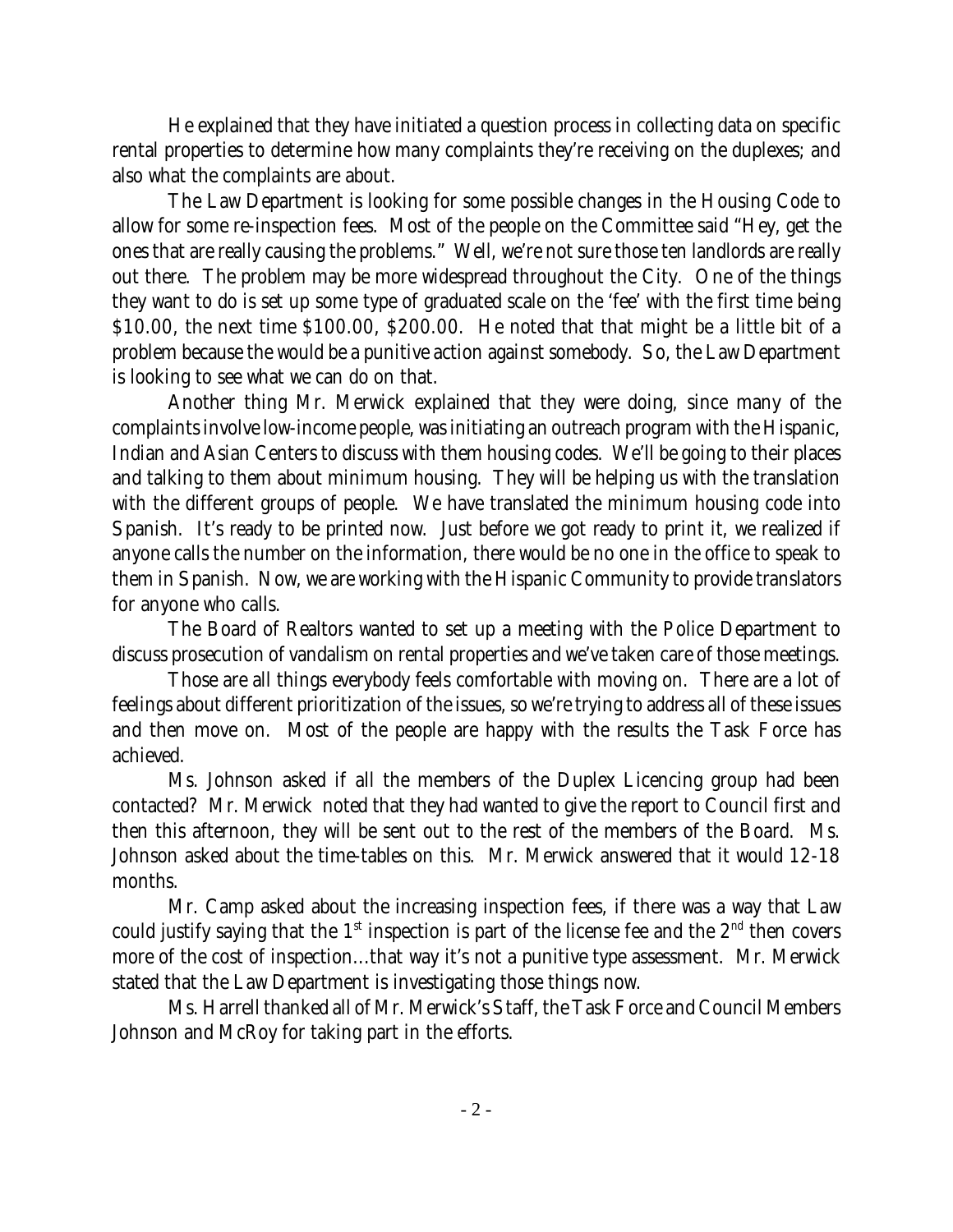He explained that they have initiated a question process in collecting data on specific rental properties to determine how many complaints they're receiving on the duplexes; and also what the complaints are about.

The Law Department is looking for some possible changes in the Housing Code to allow for some re-inspection fees. Most of the people on the Committee said "Hey, get the ones that are really causing the problems." Well, we're not sure those ten landlords are really out there. The problem may be more widespread throughout the City. One of the things they want to do is set up some type of graduated scale on the 'fee' with the first time being \$10.00, the next time \$100.00, \$200.00. He noted that that might be a little bit of a problem because the would be a punitive action against somebody. So, the Law Department is looking to see what we can do on that.

Another thing Mr. Merwick explained that they were doing, since many of the complaints involve low-income people, was initiating an outreach program with the Hispanic, Indian and Asian Centers to discuss with them housing codes. We'll be going to their places and talking to them about minimum housing. They will be helping us with the translation with the different groups of people. We have translated the minimum housing code into Spanish. It's ready to be printed now. Just before we got ready to print it, we realized if anyone calls the number on the information, there would be no one in the office to speak to them in Spanish. Now, we are working with the Hispanic Community to provide translators for anyone who calls.

The Board of Realtors wanted to set up a meeting with the Police Department to discuss prosecution of vandalism on rental properties and we've taken care of those meetings.

Those are all things everybody feels comfortable with moving on. There are a lot of feelings about different prioritization of the issues, so we're trying to address all of these issues and then move on. Most of the people are happy with the results the Task Force has achieved.

Ms. Johnson asked if all the members of the Duplex Licencing group had been contacted? Mr. Merwick noted that they had wanted to give the report to Council first and then this afternoon, they will be sent out to the rest of the members of the Board. Ms. Johnson asked about the time-tables on this. Mr. Merwick answered that it would 12-18 months.

Mr. Camp asked about the increasing inspection fees, if there was a way that Law could justify saying that the 1st inspection is part of the license fee and the 2nd then covers more of the cost of inspection...that way it's not a punitive type assessment. Mr. Merwick stated that the Law Department is investigating those things now.

Ms. Harrell thanked all of Mr. Merwick's Staff, the Task Force and Council Members Johnson and McRoy for taking part in the efforts.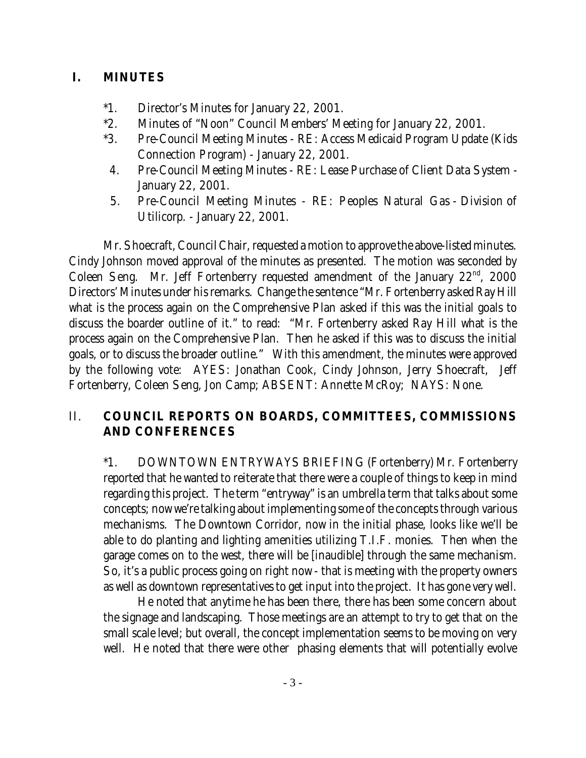## I. MINUTES

*1. Director's Minutes for January 22, 2001.

*2. Minutes of "Noon" Council Members' Meeting for January 22, 2001.

*3. Pre-Council Meeting Minutes - RE: Access Medicaid Program Update (Kids Connection Program) - January 22, 2001.

4. Pre-Council Meeting Minutes - RE: Lease Purchase of Client Data System - January 22, 2001.

5. Pre-Council Meeting Minutes - RE: Peoples Natural Gas - Division of Utilicorp. - January 22, 2001.

Mr. Shoecraft, Council Chair, requested a motion to approve the above-listed minutes. Cindy Johnson moved approval of the minutes as presented. The motion was seconded by Coleen Seng. Mr. Jeff Fortenberry requested amendment of the January 22nd, 2000 Directors' Minutes under his remarks. Change the sentence "Mr. Fortenberry asked Ray Hill what is the process again on the Comprehensive Plan asked if this was the initial goals to discuss the boarder outline of it." to read: "Mr. Fortenberry asked Ray Hill what is the process again on the Comprehensive Plan. Then he asked if this was to discuss the initial goals, or to discuss the broader outline." With this amendment, the minutes were approved by the following vote: AYES: Jonathan Cook, Cindy Johnson, Jerry Shoecraft, Jeff Fortenberry, Coleen Seng, Jon Camp; ABSENT: Annette McRoy; NAYS: None.

## II. COUNCIL REPORTS ON BOARDS, COMMITTEES, COMMISSIONS AND CONFERENCES

*1. DOWNTOWN ENTRYWAYS BRIEFING (Fortenberry) Mr. Fortenberry reported that he wanted to reiterate that there were a couple of things to keep in mind regarding this project. The term "entryway" is an umbrella term that talks about some concepts; now we're talking about implementing some of the concepts through various mechanisms. The Downtown Corridor, now in the initial phase, looks like we'll be able to do planting and lighting amenities utilizing T.I.F. monies. Then when the garage comes on to the west, there will be [inaudible] through the same mechanism. So, it's a public process going on right now - that is meeting with the property owners as well as downtown representatives to get input into the project. It has gone very well.

He noted that anytime he has been there, there has been some concern about the signage and landscaping. Those meetings are an attempt to try to get that on the small scale level; but overall, the concept implementation seems to be moving on very well. He noted that there were other phasing elements that will potentially evolve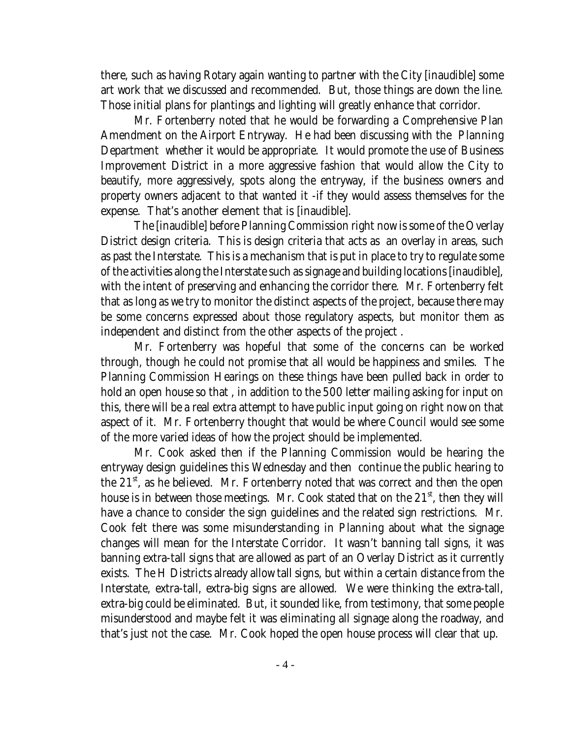there, such as having Rotary again wanting to partner with the City [inaudible] some art work that we discussed and recommended. But, those things are down the line. Those initial plans for plantings and lighting will greatly enhance that corridor.

Mr. Fortenberry noted that he would be forwarding a Comprehensive Plan Amendment on the Airport Entryway. He had been discussing with the Planning Department whether it would be appropriate. It would promote the use of Business Improvement District in a more aggressive fashion that would allow the City to beautify, more aggressively, spots along the entryway, if the business owners and property owners adjacent to that wanted it -if they would assess themselves for the expense. That's another element that is [inaudible].

The [inaudible] before Planning Commission right now is some of the Overlay District design criteria. This is design criteria that acts as an overlay in areas, such as past the Interstate. This is a mechanism that is put in place to try to regulate some of the activities along the Interstate such as signage and building locations [inaudible], with the intent of preserving and enhancing the corridor there. Mr. Fortenberry felt that as long as we try to monitor the distinct aspects of the project, because there may be some concerns expressed about those regulatory aspects, but monitor them as independent and distinct from the other aspects of the project .

Mr. Fortenberry was hopeful that some of the concerns can be worked through, though he could not promise that all would be happiness and smiles. The Planning Commission Hearings on these things have been pulled back in order to hold an open house so that , in addition to the 500 letter mailing asking for input on this, there will be a real extra attempt to have public input going on right now on that aspect of it. Mr. Fortenberry thought that would be where Council would see some of the more varied ideas of how the project should be implemented.

Mr. Cook asked then if the Planning Commission would be hearing the entryway design guidelines this Wednesday and then continue the public hearing to the 21st, as he believed. Mr. Fortenberry noted that was correct and then the open house is in between those meetings. Mr. Cook stated that on the 21st, then they will have a chance to consider the sign guidelines and the related sign restrictions. Mr. Cook felt there was some misunderstanding in Planning about what the signage changes will mean for the Interstate Corridor. It wasn't banning tall signs, it was banning extra-tall signs that are allowed as part of an Overlay District as it currently exists. The H Districts already allow tall signs, but within a certain distance from the Interstate, extra-tall, extra-big signs are allowed. We were thinking the extra-tall, extra-big could be eliminated. But, it sounded like, from testimony, that some people misunderstood and maybe felt it was eliminating all signage along the roadway, and that's just not the case. Mr. Cook hoped the open house process will clear that up.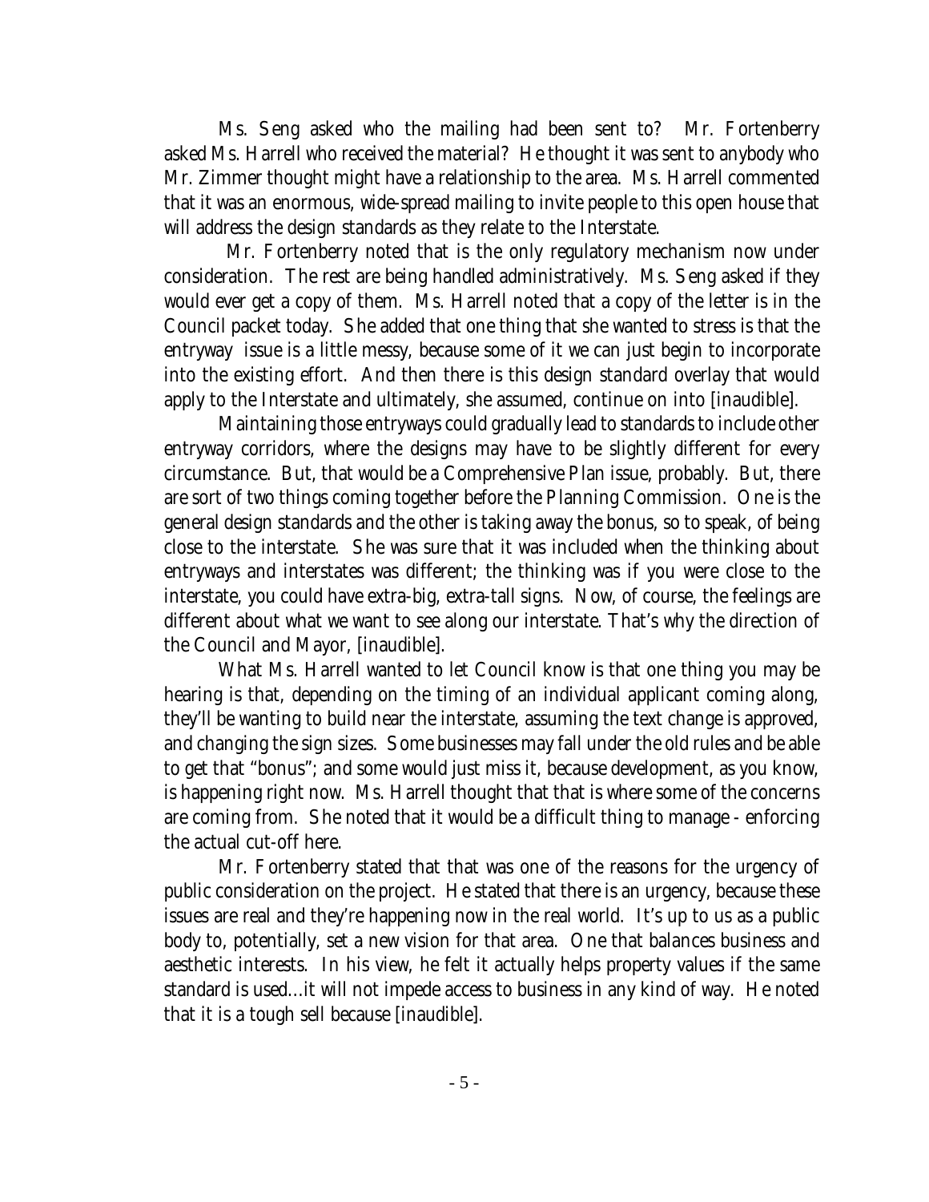Ms. Seng asked who the mailing had been sent to? Mr. Fortenberry asked Ms. Harrell who received the material? He thought it was sent to anybody who Mr. Zimmer thought might have a relationship to the area. Ms. Harrell commented that it was an enormous, wide-spread mailing to invite people to this open house that will address the design standards as they relate to the Interstate.

Mr. Fortenberry noted that is the only regulatory mechanism now under consideration. The rest are being handled administratively. Ms. Seng asked if they would ever get a copy of them. Ms. Harrell noted that a copy of the letter is in the Council packet today. She added that one thing that she wanted to stress is that the entryway issue is a little messy, because some of it we can just begin to incorporate into the existing effort. And then there is this design standard overlay that would apply to the Interstate and ultimately, she assumed, continue on into [inaudible].

Maintaining those entryways could gradually lead to standards to include other entryway corridors, where the designs may have to be slightly different for every circumstance. But, that would be a Comprehensive Plan issue, probably. But, there are sort of two things coming together before the Planning Commission. One is the general design standards and the other is taking away the bonus, so to speak, of being close to the interstate. She was sure that it was included when the thinking about entryways and interstates was different; the thinking was if you were close to the interstate, you could have extra-big, extra-tall signs. Now, of course, the feelings are different about what we want to see along our interstate. That's why the direction of the Council and Mayor, [inaudible].

What Ms. Harrell wanted to let Council know is that one thing you may be hearing is that, depending on the timing of an individual applicant coming along, they'll be wanting to build near the interstate, assuming the text change is approved, and changing the sign sizes. Some businesses may fall under the old rules and be able to get that "bonus"; and some would just miss it, because development, as you know, is happening right now. Ms. Harrell thought that that is where some of the concerns are coming from. She noted that it would be a difficult thing to manage - enforcing the actual cut-off here.

Mr. Fortenberry stated that that was one of the reasons for the urgency of public consideration on the project. He stated that there is an urgency, because these issues are real and they're happening now in the real world. It's up to us as a public body to, potentially, set a new vision for that area. One that balances business and aesthetic interests. In his view, he felt it actually helps property values if the same standard is used...it will not impede access to business in any kind of way. He noted that it is a tough sell because [inaudible].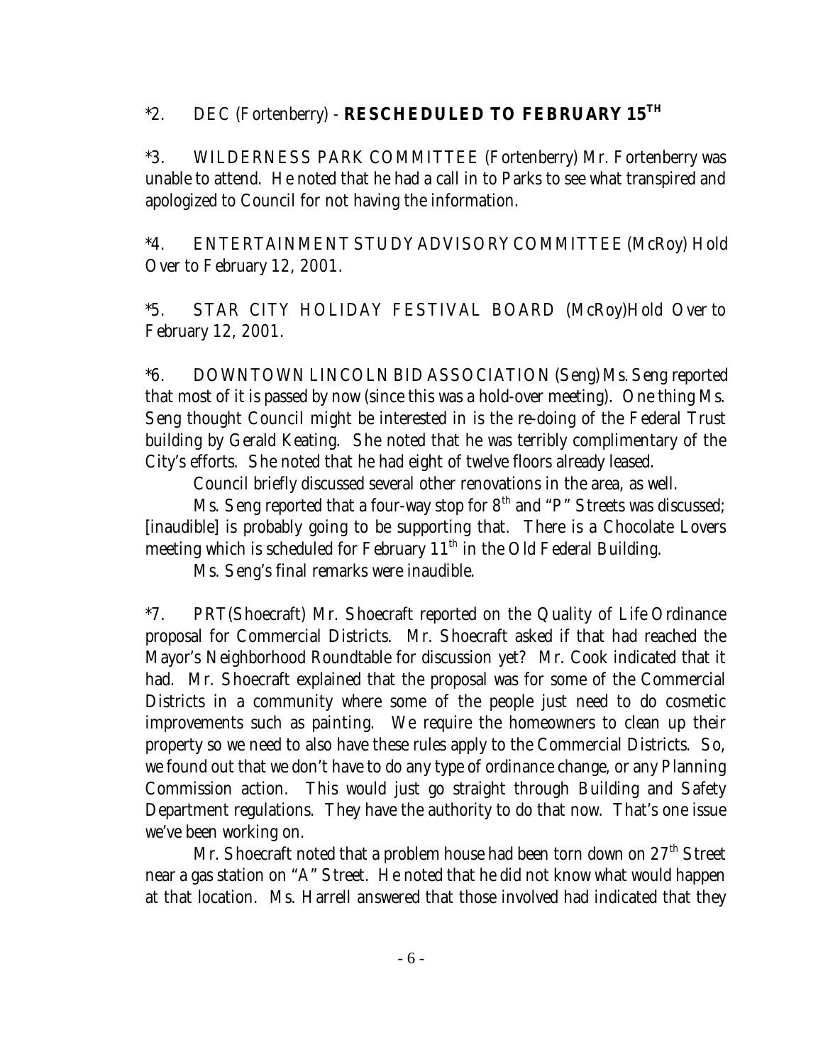*2. DEC (Fortenberry) - **RESCHEDULED TO FEBRUARY 15TH**

*3. WILDERNESS PARK COMMITTEE (Fortenberry) Mr. Fortenberry was unable to attend. He noted that he had a call in to Parks to see what transpired and apologized to Council for not having the information.

*4. ENTERTAINMENT STUDY ADVISORY COMMITTEE (McRoy) Hold Over to February 12, 2001.

*5. STAR CITY HOLIDAY FESTIVAL BOARD (McRoy)Hold Over to February 12, 2001.

*6. DOWNTOWN LINCOLN BID ASSOCIATION (Seng) Ms. Seng reported that most of it is passed by now (since this was a hold-over meeting). One thing Ms. Seng thought Council might be interested in is the re-doing of the Federal Trust building by Gerald Keating. She noted that he was terribly complimentary of the City's efforts. She noted that he had eight of twelve floors already leased.

Council briefly discussed several other renovations in the area, as well.

Ms. Seng reported that a four-way stop for 8th and "P" Streets was discussed; [inaudible] is probably going to be supporting that. There is a Chocolate Lovers meeting which is scheduled for February 11th in the Old Federal Building.

Ms. Seng's final remarks were inaudible.

*7. PRT(Shoecraft) Mr. Shoecraft reported on the Quality of Life Ordinance proposal for Commercial Districts. Mr. Shoecraft asked if that had reached the Mayor's Neighborhood Roundtable for discussion yet? Mr. Cook indicated that it had. Mr. Shoecraft explained that the proposal was for some of the Commercial Districts in a community where some of the people just need to do cosmetic improvements such as painting. We require the homeowners to clean up their property so we need to also have these rules apply to the Commercial Districts. So, we found out that we don't have to do any type of ordinance change, or any Planning Commission action. This would just go straight through Building and Safety Department regulations. They have the authority to do that now. That's one issue we've been working on.

Mr. Shoecraft noted that a problem house had been torn down on 27th Street near a gas station on "A" Street. He noted that he did not know what would happen at that location. Ms. Harrell answered that those involved had indicated that they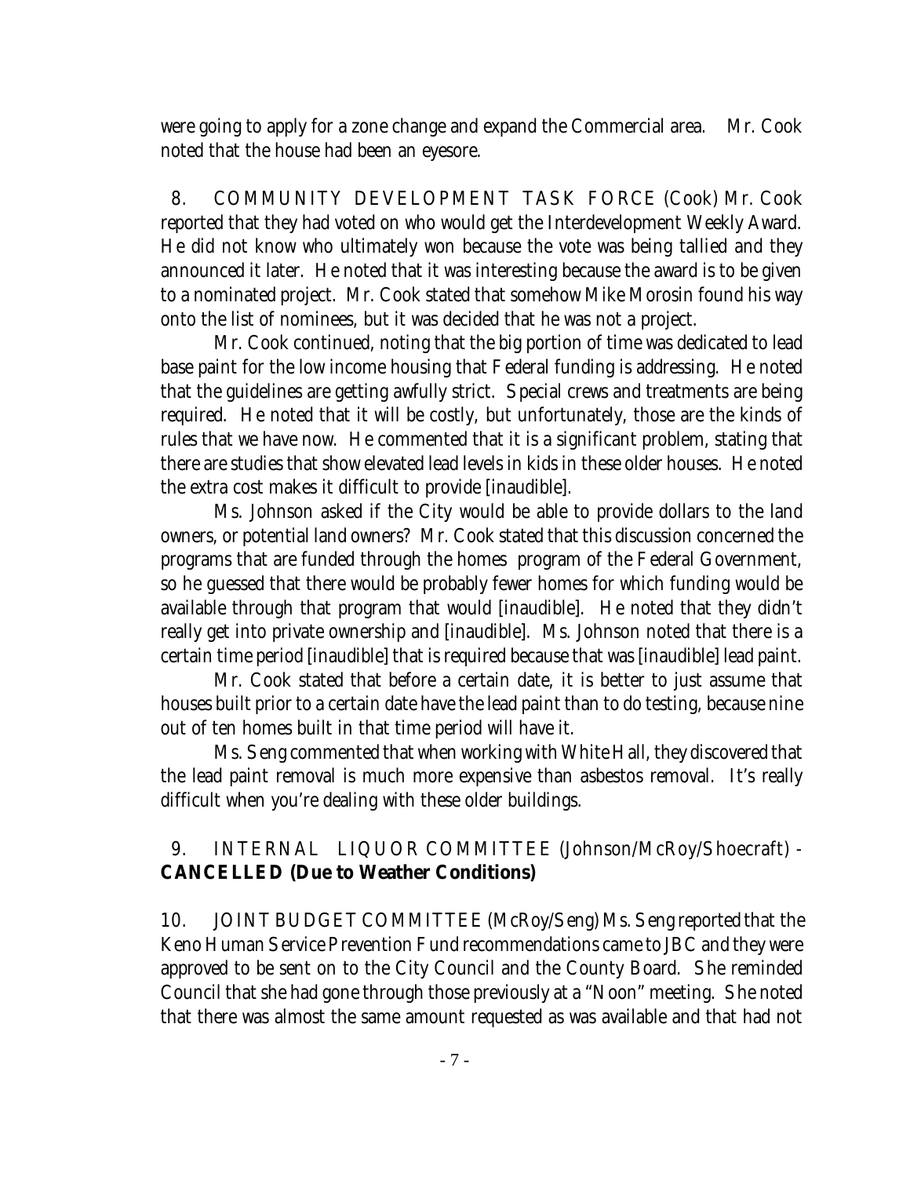were going to apply for a zone change and expand the Commercial area. Mr. Cook noted that the house had been an eyesore.

8. COMMUNITY DEVELOPMENT TASK FORCE (Cook) Mr. Cook reported that they had voted on who would get the Interdevelopment Weekly Award. He did not know who ultimately won because the vote was being tallied and they announced it later. He noted that it was interesting because the award is to be given to a nominated project. Mr. Cook stated that somehow Mike Morosin found his way onto the list of nominees, but it was decided that he was not a project.

Mr. Cook continued, noting that the big portion of time was dedicated to lead base paint for the low income housing that Federal funding is addressing. He noted that the guidelines are getting awfully strict. Special crews and treatments are being required. He noted that it will be costly, but unfortunately, those are the kinds of rules that we have now. He commented that it is a significant problem, stating that there are studies that show elevated lead levels in kids in these older houses. He noted the extra cost makes it difficult to provide [inaudible].

Ms. Johnson asked if the City would be able to provide dollars to the land owners, or potential land owners? Mr. Cook stated that this discussion concerned the programs that are funded through the homes program of the Federal Government, so he guessed that there would be probably fewer homes for which funding would be available through that program that would [inaudible]. He noted that they didn't really get into private ownership and [inaudible]. Ms. Johnson noted that there is a certain time period [inaudible] that is required because that was [inaudible] lead paint.

Mr. Cook stated that before a certain date, it is better to just assume that houses built prior to a certain date have the lead paint than to do testing, because nine out of ten homes built in that time period will have it.

Ms. Seng commented that when working with White Hall, they discovered that the lead paint removal is much more expensive than asbestos removal. It's really difficult when you're dealing with these older buildings.

9. INTERNAL LIQUOR COMMITTEE (Johnson/McRoy/Shoecraft) - **CANCELLED (Due to Weather Conditions)**

10. JOINT BUDGET COMMITTEE (McRoy/Seng) Ms. Seng reported that the Keno Human Service Prevention Fund recommendations came to JBC and they were approved to be sent on to the City Council and the County Board. She reminded Council that she had gone through those previously at a "Noon" meeting. She noted that there was almost the same amount requested as was available and that had not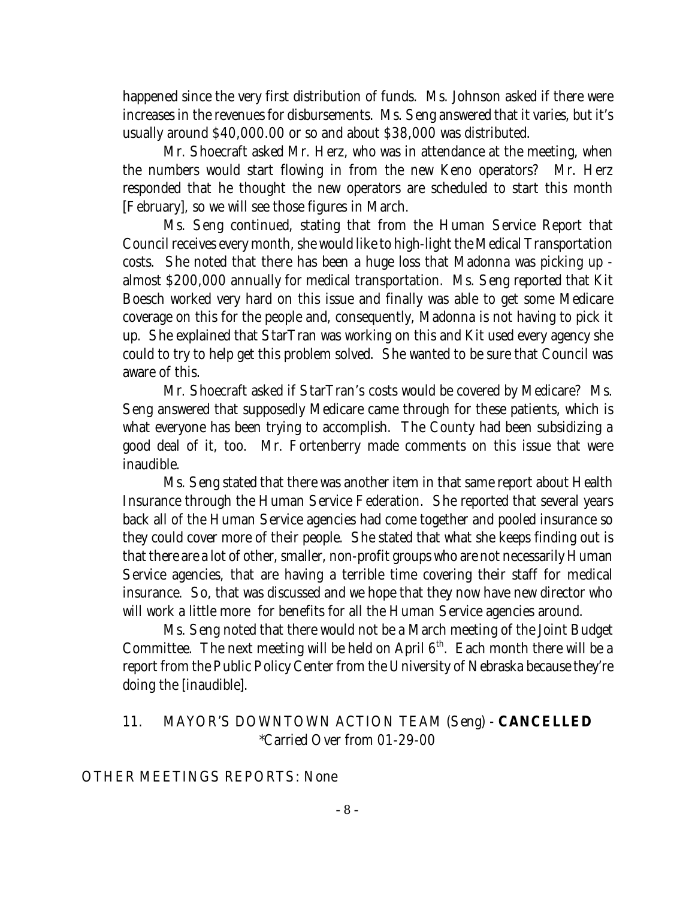happened since the very first distribution of funds. Ms. Johnson asked if there were increases in the revenues for disbursements. Ms. Seng answered that it varies, but it's usually around $40,000.00 or so and about $38,000 was distributed.

Mr. Shoecraft asked Mr. Herz, who was in attendance at the meeting, when the numbers would start flowing in from the new Keno operators? Mr. Herz responded that he thought the new operators are scheduled to start this month [February], so we will see those figures in March.

Ms. Seng continued, stating that from the Human Service Report that Council receives every month, she would like to high-light the Medical Transportation costs. She noted that there has been a huge loss that Madonna was picking up - almost $200,000 annually for medical transportation. Ms. Seng reported that Kit Boesch worked very hard on this issue and finally was able to get some Medicare coverage on this for the people and, consequently, Madonna is not having to pick it up. She explained that StarTran was working on this and Kit used every agency she could to try to help get this problem solved. She wanted to be sure that Council was aware of this.

Mr. Shoecraft asked if StarTran's costs would be covered by Medicare? Ms. Seng answered that supposedly Medicare came through for these patients, which is what everyone has been trying to accomplish. The County had been subsidizing a good deal of it, too. Mr. Fortenberry made comments on this issue that were inaudible.

Ms. Seng stated that there was another item in that same report about Health Insurance through the Human Service Federation. She reported that several years back all of the Human Service agencies had come together and pooled insurance so they could cover more of their people. She stated that what she keeps finding out is that there are a lot of other, smaller, non-profit groups who are not necessarily Human Service agencies, that are having a terrible time covering their staff for medical insurance. So, that was discussed and we hope that they now have new director who will work a little more for benefits for all the Human Service agencies around.

Ms. Seng noted that there would not be a March meeting of the Joint Budget Committee. The next meeting will be held on April 6th. Each month there will be a report from the Public Policy Center from the University of Nebraska because they're doing the [inaudible].

11. MAYOR'S DOWNTOWN ACTION TEAM (Seng) - **CANCELLED**
*Carried Over from 01-29-00

OTHER MEETINGS REPORTS: None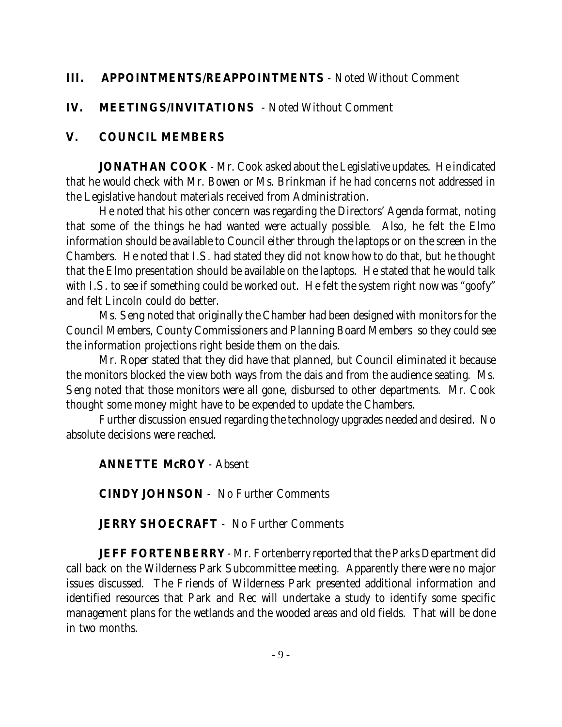**III. APPOINTMENTS/REAPPOINTMENTS** - Noted Without Comment

**IV. MEETINGS/INVITATIONS** - Noted Without Comment

**V. COUNCIL MEMBERS**

**JONATHAN COOK** - Mr. Cook asked about the Legislative updates. He indicated that he would check with Mr. Bowen or Ms. Brinkman if he had concerns not addressed in the Legislative handout materials received from Administration.

He noted that his other concern was regarding the Directors' Agenda format, noting that some of the things he had wanted were actually possible. Also, he felt the Elmo information should be available to Council either through the laptops or on the screen in the Chambers. He noted that I.S. had stated they did not know how to do that, but he thought that the Elmo presentation should be available on the laptops. He stated that he would talk with I.S. to see if something could be worked out. He felt the system right now was "goofy" and felt Lincoln could do better.

Ms. Seng noted that originally the Chamber had been designed with monitors for the Council Members, County Commissioners and Planning Board Members so they could see the information projections right beside them on the dais.

Mr. Roper stated that they did have that planned, but Council eliminated it because the monitors blocked the view both ways from the dais and from the audience seating. Ms. Seng noted that those monitors were all gone, disbursed to other departments. Mr. Cook thought some money might have to be expended to update the Chambers.

Further discussion ensued regarding the technology upgrades needed and desired. No absolute decisions were reached.

**ANNETTE McROY** - Absent

**CINDY JOHNSON** - No Further Comments

**JERRY SHOECRAFT** - No Further Comments

**JEFF FORTENBERRY** - Mr. Fortenberry reported that the Parks Department did call back on the Wilderness Park Subcommittee meeting. Apparently there were no major issues discussed. The Friends of Wilderness Park presented additional information and identified resources that Park and Rec will undertake a study to identify some specific management plans for the wetlands and the wooded areas and old fields. That will be done in two months.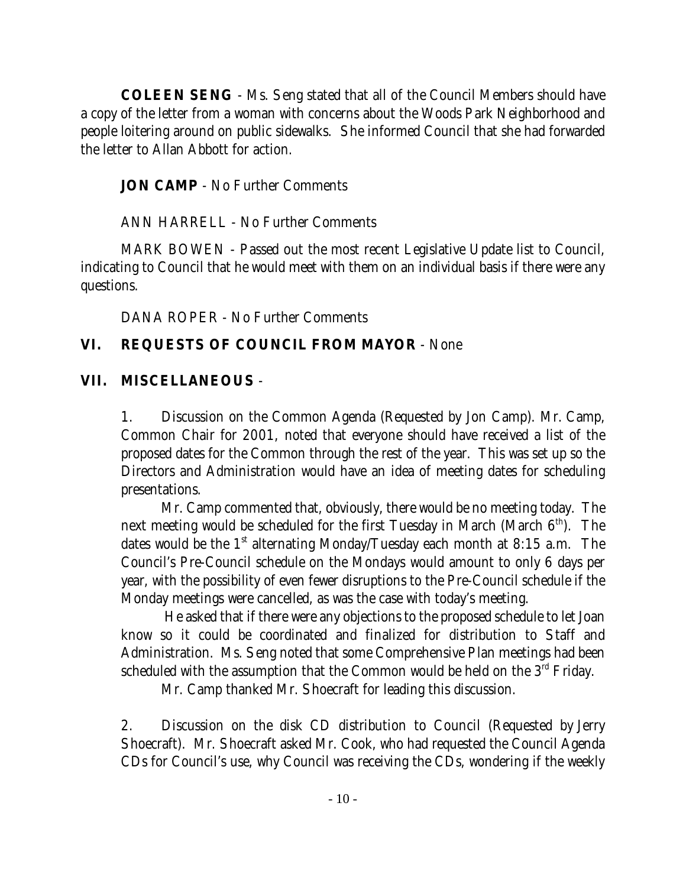**COLEEN SENG** - Ms. Seng stated that all of the Council Members should have a copy of the letter from a woman with concerns about the Woods Park Neighborhood and people loitering around on public sidewalks. She informed Council that she had forwarded the letter to Allan Abbott for action.

**JON CAMP** - No Further Comments

ANN HARRELL - No Further Comments

MARK BOWEN - Passed out the most recent Legislative Update list to Council, indicating to Council that he would meet with them on an individual basis if there were any questions.

DANA ROPER - No Further Comments

## VI. REQUESTS OF COUNCIL FROM MAYOR - None

## VII. MISCELLANEOUS -

1. Discussion on the Common Agenda (Requested by Jon Camp). Mr. Camp, Common Chair for 2001, noted that everyone should have received a list of the proposed dates for the Common through the rest of the year. This was set up so the Directors and Administration would have an idea of meeting dates for scheduling presentations.

   Mr. Camp commented that, obviously, there would be no meeting today. The next meeting would be scheduled for the first Tuesday in March (March 6th). The dates would be the 1st alternating Monday/Tuesday each month at 8:15 a.m. The Council's Pre-Council schedule on the Mondays would amount to only 6 days per year, with the possibility of even fewer disruptions to the Pre-Council schedule if the Monday meetings were cancelled, as was the case with today's meeting.

   He asked that if there were any objections to the proposed schedule to let Joan know so it could be coordinated and finalized for distribution to Staff and Administration. Ms. Seng noted that some Comprehensive Plan meetings had been scheduled with the assumption that the Common would be held on the 3rd Friday.

   Mr. Camp thanked Mr. Shoecraft for leading this discussion.

2. Discussion on the disk CD distribution to Council (Requested by Jerry Shoecraft). Mr. Shoecraft asked Mr. Cook, who had requested the Council Agenda CDs for Council's use, why Council was receiving the CDs, wondering if the weekly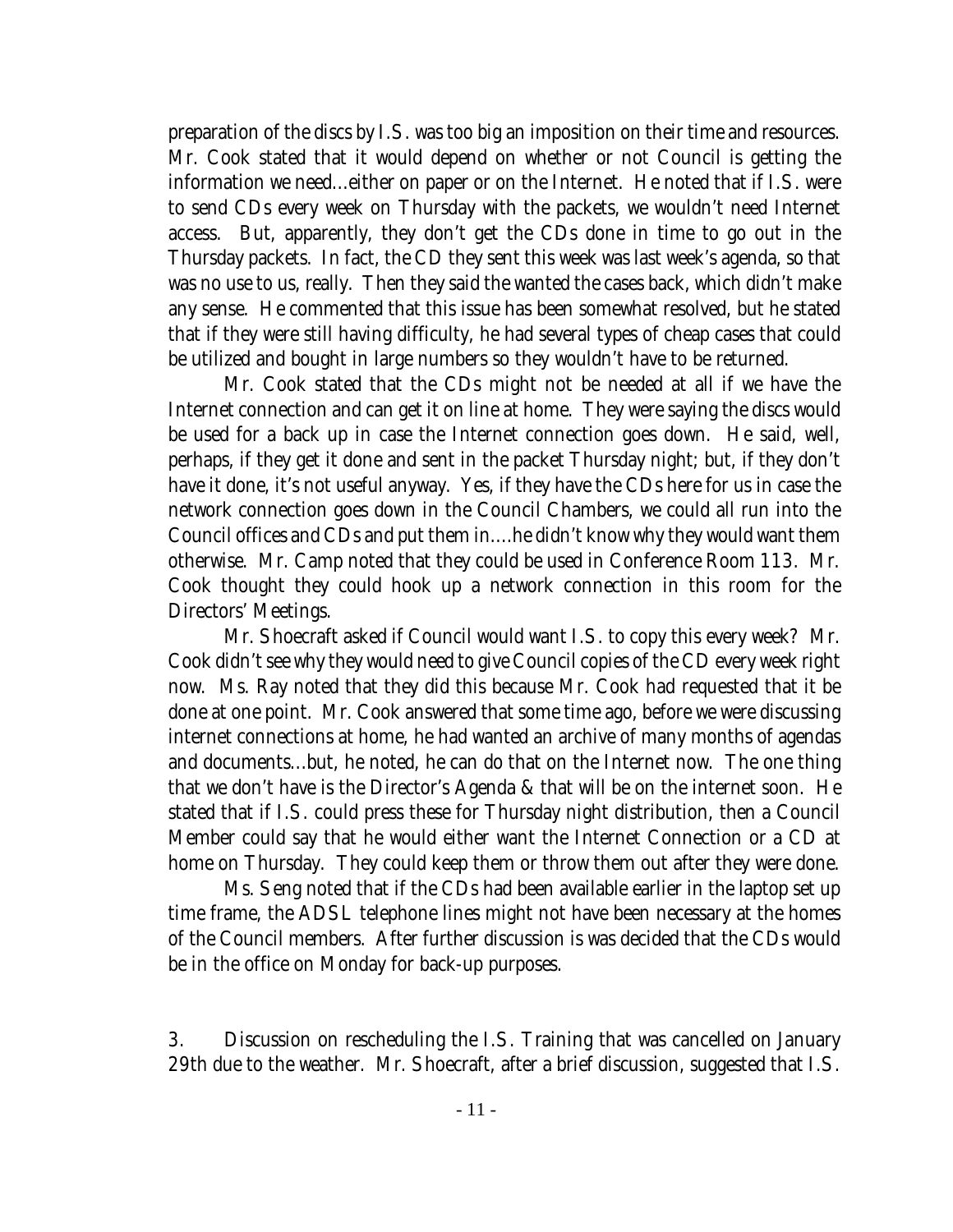preparation of the discs by I.S. was too big an imposition on their time and resources. Mr. Cook stated that it would depend on whether or not Council is getting the information we need...either on paper or on the Internet. He noted that if I.S. were to send CDs every week on Thursday with the packets, we wouldn't need Internet access. But, apparently, they don't get the CDs done in time to go out in the Thursday packets. In fact, the CD they sent this week was last week's agenda, so that was no use to us, really. Then they said the wanted the cases back, which didn't make any sense. He commented that this issue has been somewhat resolved, but he stated that if they were still having difficulty, he had several types of cheap cases that could be utilized and bought in large numbers so they wouldn't have to be returned.

Mr. Cook stated that the CDs might not be needed at all if we have the Internet connection and can get it on line at home. They were saying the discs would be used for a back up in case the Internet connection goes down. He said, well, perhaps, if they get it done and sent in the packet Thursday night; but, if they don't have it done, it's not useful anyway. Yes, if they have the CDs here for us in case the network connection goes down in the Council Chambers, we could all run into the Council offices and CDs and put them in....he didn't know why they would want them otherwise. Mr. Camp noted that they could be used in Conference Room 113. Mr. Cook thought they could hook up a network connection in this room for the Directors' Meetings.

Mr. Shoecraft asked if Council would want I.S. to copy this every week? Mr. Cook didn't see why they would need to give Council copies of the CD every week right now. Ms. Ray noted that they did this because Mr. Cook had requested that it be done at one point. Mr. Cook answered that some time ago, before we were discussing internet connections at home, he had wanted an archive of many months of agendas and documents...but, he noted, he can do that on the Internet now. The one thing that we don't have is the Director's Agenda & that will be on the internet soon. He stated that if I.S. could press these for Thursday night distribution, then a Council Member could say that he would either want the Internet Connection or a CD at home on Thursday. They could keep them or throw them out after they were done.

Ms. Seng noted that if the CDs had been available earlier in the laptop set up time frame, the ADSL telephone lines might not have been necessary at the homes of the Council members. After further discussion is was decided that the CDs would be in the office on Monday for back-up purposes.

3. Discussion on rescheduling the I.S. Training that was cancelled on January 29th due to the weather. Mr. Shoecraft, after a brief discussion, suggested that I.S.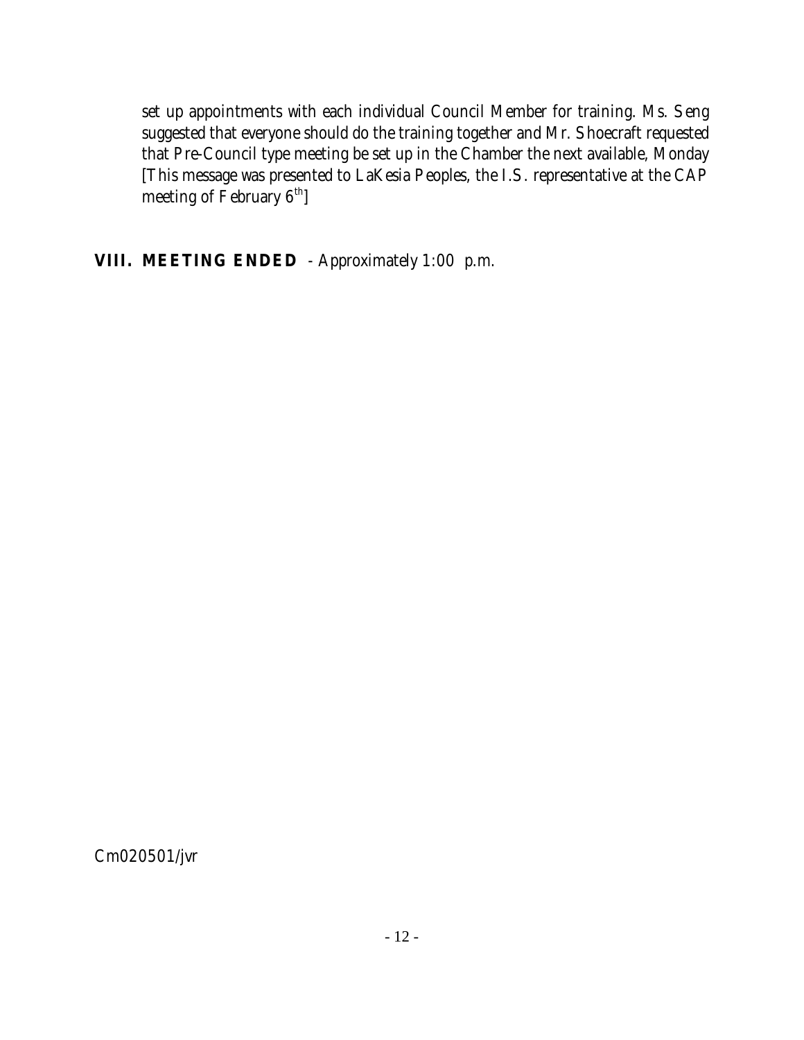set up appointments with each individual Council Member for training. Ms. Seng suggested that everyone should do the training together and Mr. Shoecraft requested that Pre-Council type meeting be set up in the Chamber the next available, Monday [This message was presented to LaKesia Peoples, the I.S. representative at the CAP meeting of February 6th]

**VIII. MEETING ENDED** - Approximately 1:00 p.m.

Cm020501/jvr